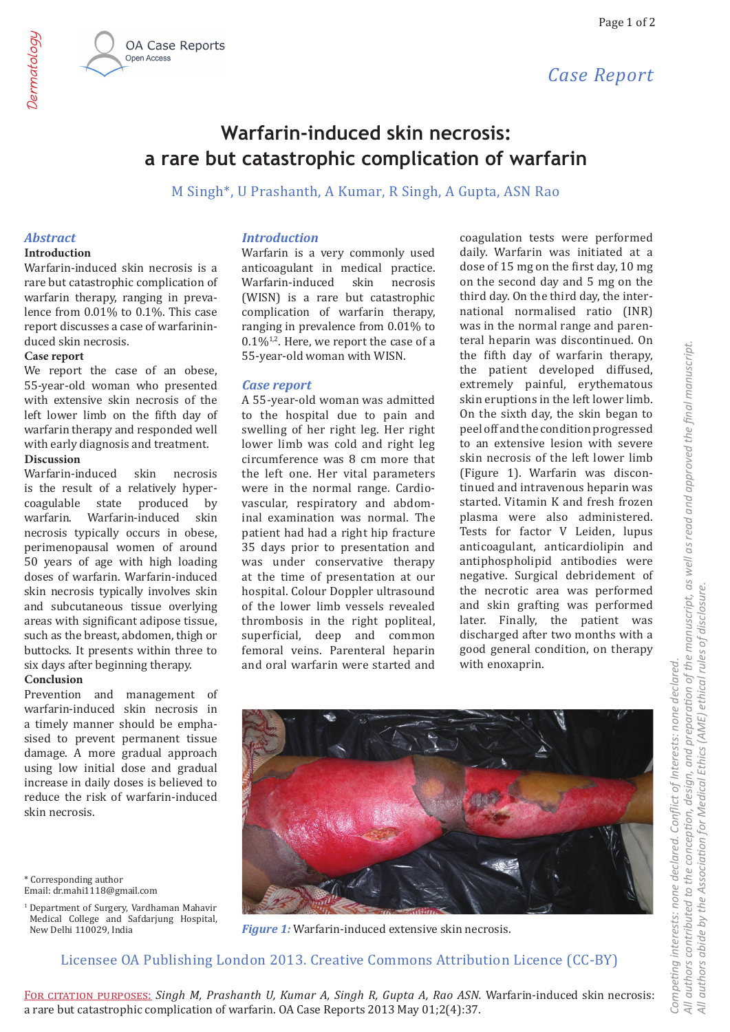Dermatology

# Warfarin-induced skin necrosis: a rare but catastrophic complication of warfarin

M Singh*, U Prashanth, A Kumar, R Singh, A Gupta, ASN Rao

## *Abstract*

### Introduction

Warfarin-induced skin necrosis is a rare but catastrophic complication of warfarin therapy, ranging in prevalence from 0.01% to 0.1%. This case report discusses a case of warfarininduced skin necrosis.

### Case report

We report the case of an obese, 55-year-old woman who presented with extensive skin necrosis of the left lower limb on the fifth day of warfarin therapy and responded well with early diagnosis and treatment.

### Discussion

Warfarin-induced skin necrosis is the result of a relatively hypercoagulable state produced by warfarin. Warfarin-induced skin necrosis typically occurs in obese, perimenopausal women of around 50 years of age with high loading doses of warfarin. Warfarin-induced skin necrosis typically involves skin and subcutaneous tissue overlying areas with significant adipose tissue, such as the breast, abdomen, thigh or buttocks. It presents within three to six days after beginning therapy.

### Conclusion

Prevention and management of warfarin-induced skin necrosis in a timely manner should be emphasised to prevent permanent tissue damage. A more gradual approach using low initial dose and gradual increase in daily doses is believed to reduce the risk of warfarin-induced skin necrosis.

* Corresponding author
Email: dr.mahi1118@gmail.com

[1] Department of Surgery, Vardhaman Mahavir Medical College and Safdarjung Hospital, New Delhi 110029, India

## *Introduction*

Warfarin is a very commonly used anticoagulant in medical practice. Warfarin-induced skin necrosis (WISN) is a rare but catastrophic complication of warfarin therapy, ranging in prevalence from 0.01% to 0.1%[1,2]. Here, we report the case of a 55-year-old woman with WISN.

## *Case report*

A 55-year-old woman was admitted to the hospital due to pain and swelling of her right leg. Her right lower limb was cold and right leg circumference was 8 cm more that the left one. Her vital parameters were in the normal range. Cardiovascular, respiratory and abdominal examination was normal. The patient had had a right hip fracture 35 days prior to presentation and was under conservative therapy at the time of presentation at our hospital. Colour Doppler ultrasound of the lower limb vessels revealed thrombosis in the right popliteal, superficial, deep and common femoral veins. Parenteral heparin and oral warfarin were started and coagulation tests were performed daily. Warfarin was initiated at a dose of 15 mg on the first day, 10 mg on the second day and 5 mg on the third day. On the third day, the international normalised ratio (INR) was in the normal range and parenteral heparin was discontinued. On the fifth day of warfarin therapy, the patient developed diffused, extremely painful, erythematous skin eruptions in the left lower limb. On the sixth day, the skin began to peel off and the condition progressed to an extensive lesion with severe skin necrosis of the left lower limb (Figure 1). Warfarin was discontinued and intravenous heparin was started. Vitamin K and fresh frozen plasma were also administered. Tests for factor V Leiden, lupus anticoagulant, anticardiolipin and antiphospholipid antibodies were negative. Surgical debridement of the necrotic area was performed and skin grafting was performed later. Finally, the patient was discharged after two months with a good general condition, on therapy with enoxaprin.

*Figure 1:* Warfarin-induced extensive skin necrosis.

Licensee OA Publishing London 2013. Creative Commons Attribution Licence (CC-BY)

For citation purposes: *Singh M, Prashanth U, Kumar A, Singh R, Gupta A, Rao ASN.* Warfarin-induced skin necrosis: a rare but catastrophic complication of warfarin. OA Case Reports 2013 May 01;2(4):37.

*Competing interests: none declared. Conflict of Interests: none declared. All authors contributed to the conception, design, and preparation of the manuscript, as well as read and approved the final manuscript. All authors abide by the Association for Medical Ethics (AME) ethical rules of disclosure.*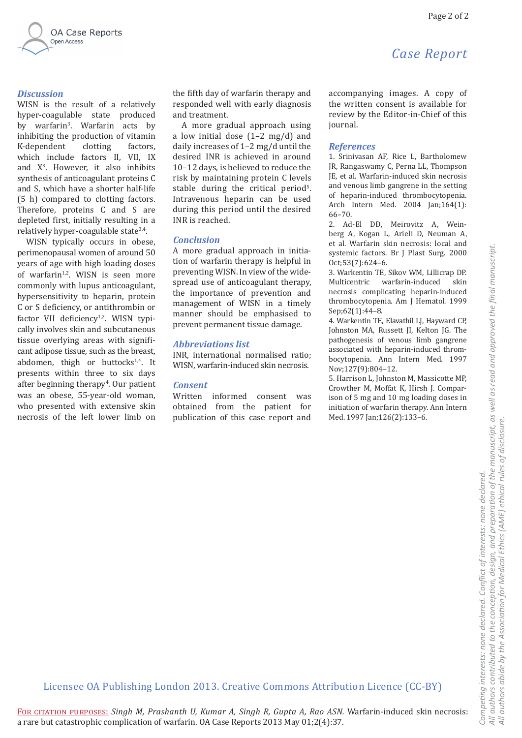## Discussion

WISN is the result of a relatively hyper-coagulable state produced by warfarin[3]. Warfarin acts by inhibiting the production of vitamin K-dependent clotting factors, which include factors II, VII, IX and X[3]. However, it also inhibits synthesis of anticoagulant proteins C and S, which have a shorter half-life (5 h) compared to clotting factors. Therefore, proteins C and S are depleted first, initially resulting in a relatively hyper-coagulable state[3,4].

WISN typically occurs in obese, perimenopausal women of around 50 years of age with high loading doses of warfarin[1,2]. WISN is seen more commonly with lupus anticoagulant, hypersensitivity to heparin, protein C or S deficiency, or antithrombin or factor VII deficiency[1,2]. WISN typically involves skin and subcutaneous tissue overlying areas with significant adipose tissue, such as the breast, abdomen, thigh or buttocks[1,4]. It presents within three to six days after beginning therapy[4]. Our patient was an obese, 55-year-old woman, who presented with extensive skin necrosis of the left lower limb on the fifth day of warfarin therapy and responded well with early diagnosis and treatment.

A more gradual approach using a low initial dose (1–2 mg/d) and daily increases of 1–2 mg/d until the desired INR is achieved in around 10–12 days, is believed to reduce the risk by maintaining protein C levels stable during the critical period[5]. Intravenous heparin can be used during this period until the desired INR is reached.

## Conclusion

A more gradual approach in initiation of warfarin therapy is helpful in preventing WISN. In view of the widespread use of anticoagulant therapy, the importance of prevention and management of WISN in a timely manner should be emphasised to prevent permanent tissue damage.

## Abbreviations list

INR, international normalised ratio; WISN, warfarin-induced skin necrosis.

## Consent

Written informed consent was obtained from the patient for publication of this case report and accompanying images. A copy of the written consent is available for review by the Editor-in-Chief of this journal.

## References

1. Srinivasan AF, Rice L, Bartholomew JR, Rangaswamy C, Perna LL, Thompson JE, et al. Warfarin-induced skin necrosis and venous limb gangrene in the setting of heparin-induced thrombocytopenia. Arch Intern Med. 2004 Jan;164(1):66–70.
2. Ad-El DD, Meirovitz A, Weinberg A, Kogan L, Arieli D, Neuman A, et al. Warfarin skin necrosis: local and systemic factors. Br J Plast Surg. 2000 Oct;53(7):624–6.
3. Warkentin TE, Sikov WM, Lillicrap DP. Multicentric warfarin-induced skin necrosis complicating heparin-induced thrombocytopenia. Am J Hematol. 1999 Sep;62(1):44–8.
4. Warkentin TE, Elavathil LJ, Hayward CP, Johnston MA, Russett JI, Kelton JG. The pathogenesis of venous limb gangrene associated with heparin-induced thrombocytopenia. Ann Intern Med. 1997 Nov;127(9):804–12.
5. Harrison L, Johnston M, Massicotte MP, Crowther M, Moffat K, Hirsh J. Comparison of 5 mg and 10 mg loading doses in initiation of warfarin therapy. Ann Intern Med. 1997 Jan;126(2):133–6.

*Competing interests: none declared. Conflict of interests: none declared.*
*All authors contributed to the conception, design, and preparation of the manuscript, as well as read and approved the final manuscript.*
*All authors abide by the Association for Medical Ethics (AME) ethical rules of disclosure.*

Licensee OA Publishing London 2013. Creative Commons Attribution Licence (CC-BY)

For citation purposes: *Singh M, Prashanth U, Kumar A, Singh R, Gupta A, Rao ASN.* Warfarin-induced skin necrosis: a rare but catastrophic complication of warfarin. OA Case Reports 2013 May 01;2(4):37.